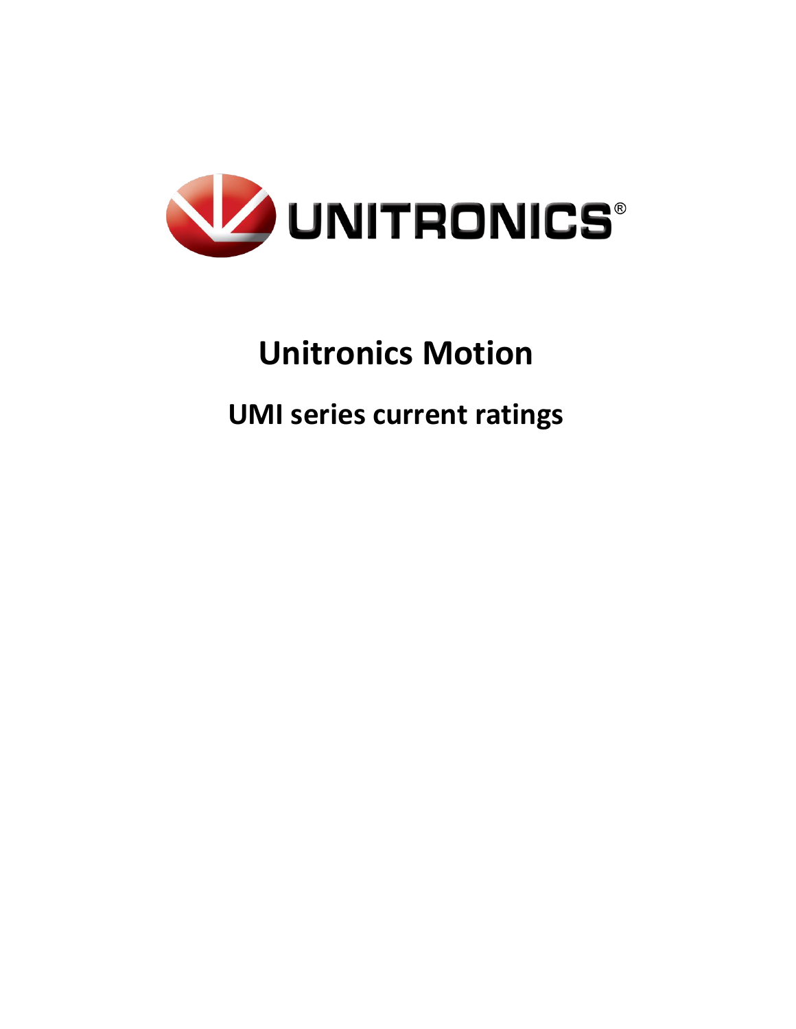# Unitronics Motion

## UMI series current ratings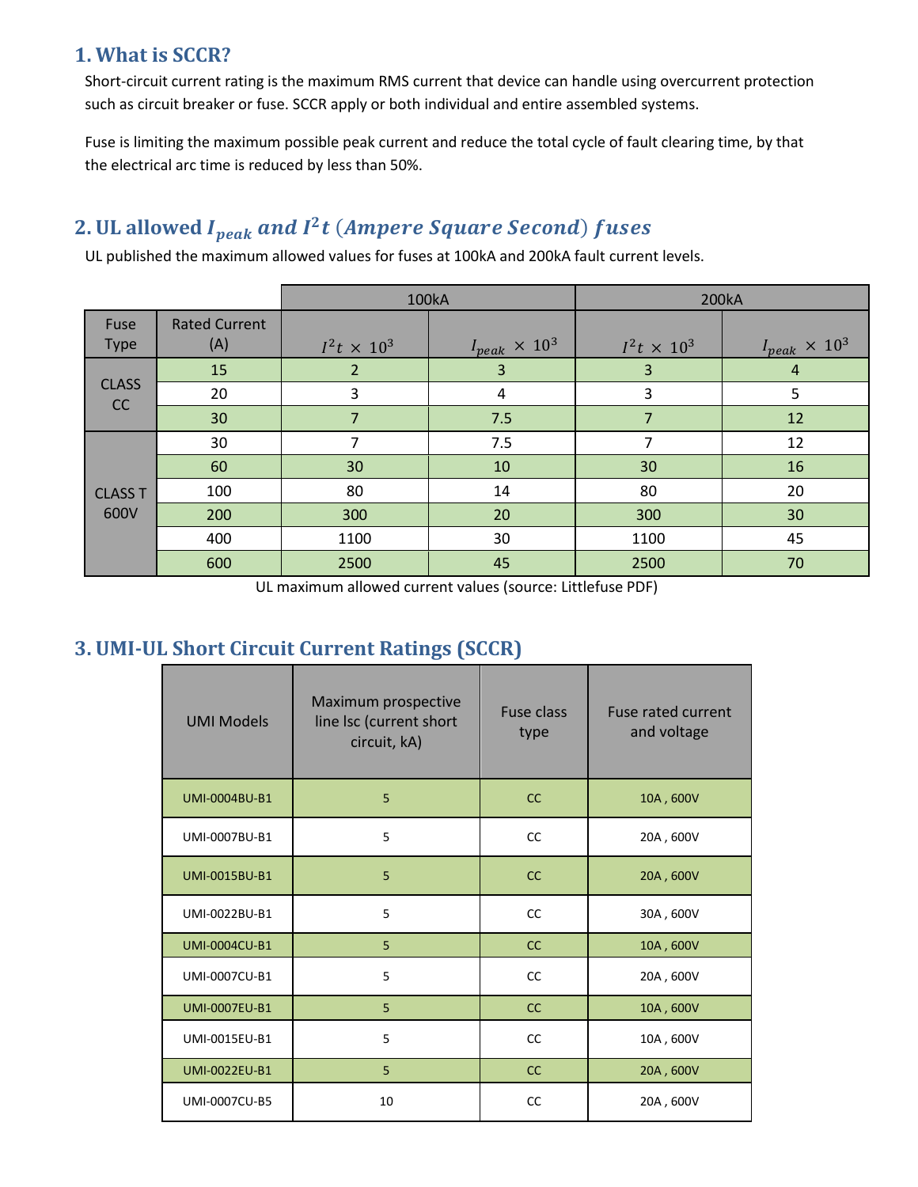## 1. What is SCCR?

Short-circuit current rating is the maximum RMS current that device can handle using overcurrent protection such as circuit breaker or fuse. SCCR apply or both individual and entire assembled systems.

Fuse is limiting the maximum possible peak current and reduce the total cycle of fault clearing time, by that the electrical arc time is reduced by less than 50%.

## 2. UL allowed $I_{peak}$ and $I^2t$ (Ampere Square Second) fuses

UL published the maximum allowed values for fuses at 100kA and 200kA fault current levels.

| | | 100kA | | 200kA | |
|---|---|---|---|---|---|
| Fuse Type | Rated Current (A) | $I^2t \times 10^3$ | $I_{peak} \times 10^3$ | $I^2t \times 10^3$ | $I_{peak} \times 10^3$ |
| CLASS CC | 15 | 2 | 3 | 3 | 4 |
| | 20 | 3 | 4 | 3 | 5 |
| | 30 | 7 | 7.5 | 7 | 12 |
| CLASS T 600V | 30 | 7 | 7.5 | 7 | 12 |
| | 60 | 30 | 10 | 30 | 16 |
| | 100 | 80 | 14 | 80 | 20 |
| | 200 | 300 | 20 | 300 | 30 |
| | 400 | 1100 | 30 | 1100 | 45 |
| | 600 | 2500 | 45 | 2500 | 70 |

UL maximum allowed current values (source: Littlefuse PDF)

## 3. UMI-UL Short Circuit Current Ratings (SCCR)

| UMI Models | Maximum prospective line Isc (current short circuit, kA) | Fuse class type | Fuse rated current and voltage |
|---|---|---|---|
| UMI-0004BU-B1 | 5 | CC | 10A , 600V |
| UMI-0007BU-B1 | 5 | CC | 20A , 600V |
| UMI-0015BU-B1 | 5 | CC | 20A , 600V |
| UMI-0022BU-B1 | 5 | CC | 30A , 600V |
| UMI-0004CU-B1 | 5 | CC | 10A , 600V |
| UMI-0007CU-B1 | 5 | CC | 20A , 600V |
| UMI-0007EU-B1 | 5 | CC | 10A , 600V |
| UMI-0015EU-B1 | 5 | CC | 10A , 600V |
| UMI-0022EU-B1 | 5 | CC | 20A , 600V |
| UMI-0007CU-B5 | 10 | CC | 20A , 600V |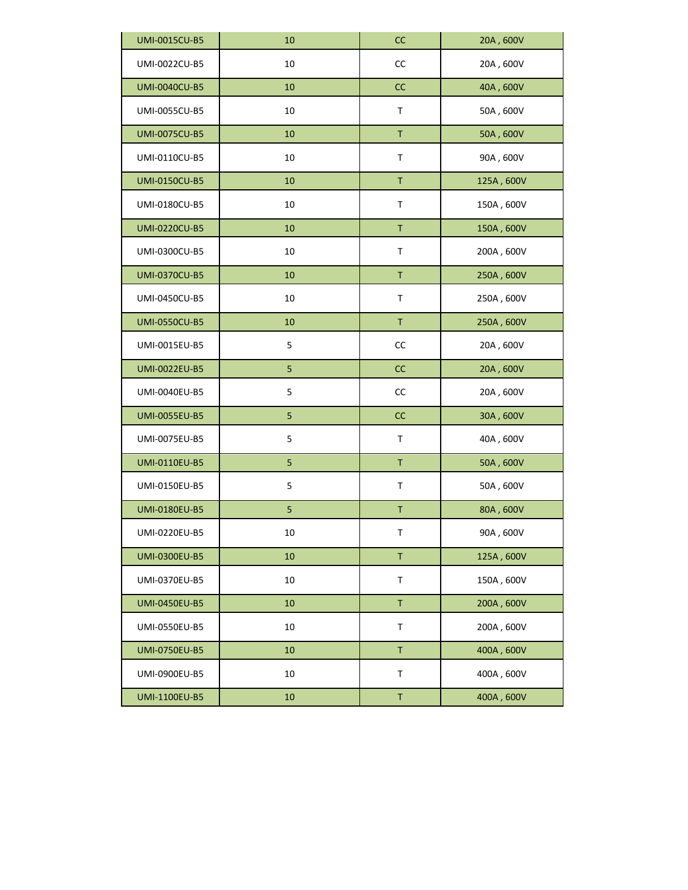| | | | |
|---|---|---|---|
| UMI-0015CU-B5 | 10 | CC | 20A , 600V |
| UMI-0022CU-B5 | 10 | CC | 20A , 600V |
| UMI-0040CU-B5 | 10 | CC | 40A , 600V |
| UMI-0055CU-B5 | 10 | T | 50A , 600V |
| UMI-0075CU-B5 | 10 | T | 50A , 600V |
| UMI-0110CU-B5 | 10 | T | 90A , 600V |
| UMI-0150CU-B5 | 10 | T | 125A , 600V |
| UMI-0180CU-B5 | 10 | T | 150A , 600V |
| UMI-0220CU-B5 | 10 | T | 150A , 600V |
| UMI-0300CU-B5 | 10 | T | 200A , 600V |
| UMI-0370CU-B5 | 10 | T | 250A , 600V |
| UMI-0450CU-B5 | 10 | T | 250A , 600V |
| UMI-0550CU-B5 | 10 | T | 250A , 600V |
| UMI-0015EU-B5 | 5 | CC | 20A , 600V |
| UMI-0022EU-B5 | 5 | CC | 20A , 600V |
| UMI-0040EU-B5 | 5 | CC | 20A , 600V |
| UMI-0055EU-B5 | 5 | CC | 30A , 600V |
| UMI-0075EU-B5 | 5 | T | 40A , 600V |
| UMI-0110EU-B5 | 5 | T | 50A , 600V |
| UMI-0150EU-B5 | 5 | T | 50A , 600V |
| UMI-0180EU-B5 | 5 | T | 80A , 600V |
| UMI-0220EU-B5 | 10 | T | 90A , 600V |
| UMI-0300EU-B5 | 10 | T | 125A , 600V |
| UMI-0370EU-B5 | 10 | T | 150A , 600V |
| UMI-0450EU-B5 | 10 | T | 200A , 600V |
| UMI-0550EU-B5 | 10 | T | 200A , 600V |
| UMI-0750EU-B5 | 10 | T | 400A , 600V |
| UMI-0900EU-B5 | 10 | T | 400A , 600V |
| UMI-1100EU-B5 | 10 | T | 400A , 600V |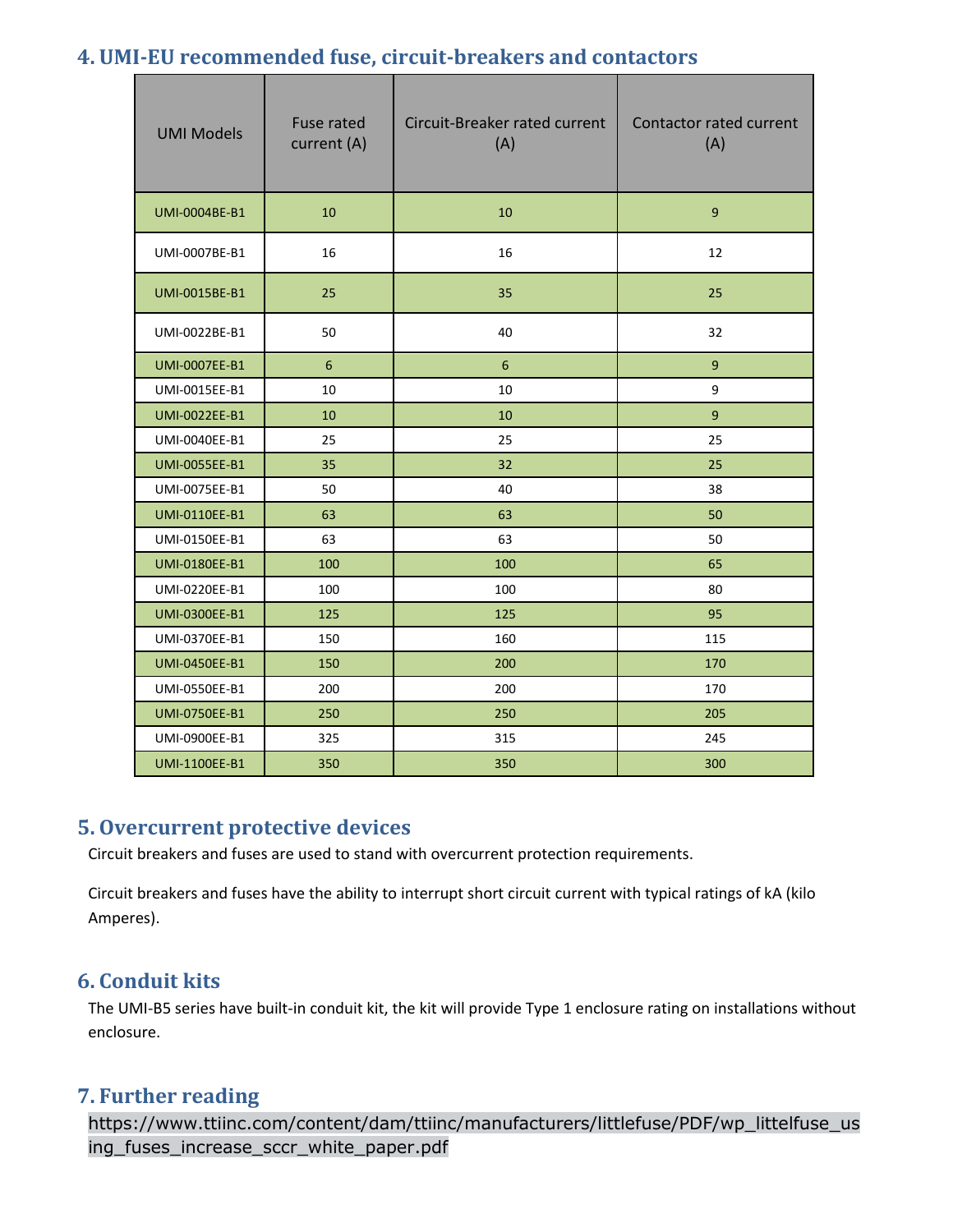## 4. UMI-EU recommended fuse, circuit-breakers and contactors

| UMI Models | Fuse rated current (A) | Circuit-Breaker rated current (A) | Contactor rated current (A) |
|---|---|---|---|
| UMI-0004BE-B1 | 10 | 10 | 9 |
| UMI-0007BE-B1 | 16 | 16 | 12 |
| UMI-0015BE-B1 | 25 | 35 | 25 |
| UMI-0022BE-B1 | 50 | 40 | 32 |
| UMI-0007EE-B1 | 6 | 6 | 9 |
| UMI-0015EE-B1 | 10 | 10 | 9 |
| UMI-0022EE-B1 | 10 | 10 | 9 |
| UMI-0040EE-B1 | 25 | 25 | 25 |
| UMI-0055EE-B1 | 35 | 32 | 25 |
| UMI-0075EE-B1 | 50 | 40 | 38 |
| UMI-0110EE-B1 | 63 | 63 | 50 |
| UMI-0150EE-B1 | 63 | 63 | 50 |
| UMI-0180EE-B1 | 100 | 100 | 65 |
| UMI-0220EE-B1 | 100 | 100 | 80 |
| UMI-0300EE-B1 | 125 | 125 | 95 |
| UMI-0370EE-B1 | 150 | 160 | 115 |
| UMI-0450EE-B1 | 150 | 200 | 170 |
| UMI-0550EE-B1 | 200 | 200 | 170 |
| UMI-0750EE-B1 | 250 | 250 | 205 |
| UMI-0900EE-B1 | 325 | 315 | 245 |
| UMI-1100EE-B1 | 350 | 350 | 300 |

## 5. Overcurrent protective devices

Circuit breakers and fuses are used to stand with overcurrent protection requirements.

Circuit breakers and fuses have the ability to interrupt short circuit current with typical ratings of kA (kilo Amperes).

## 6. Conduit kits

The UMI-B5 series have built-in conduit kit, the kit will provide Type 1 enclosure rating on installations without enclosure.

## 7. Further reading

https://www.ttiinc.com/content/dam/ttiinc/manufacturers/littlefuse/PDF/wp_littelfuse_using_fuses_increase_sccr_white_paper.pdf